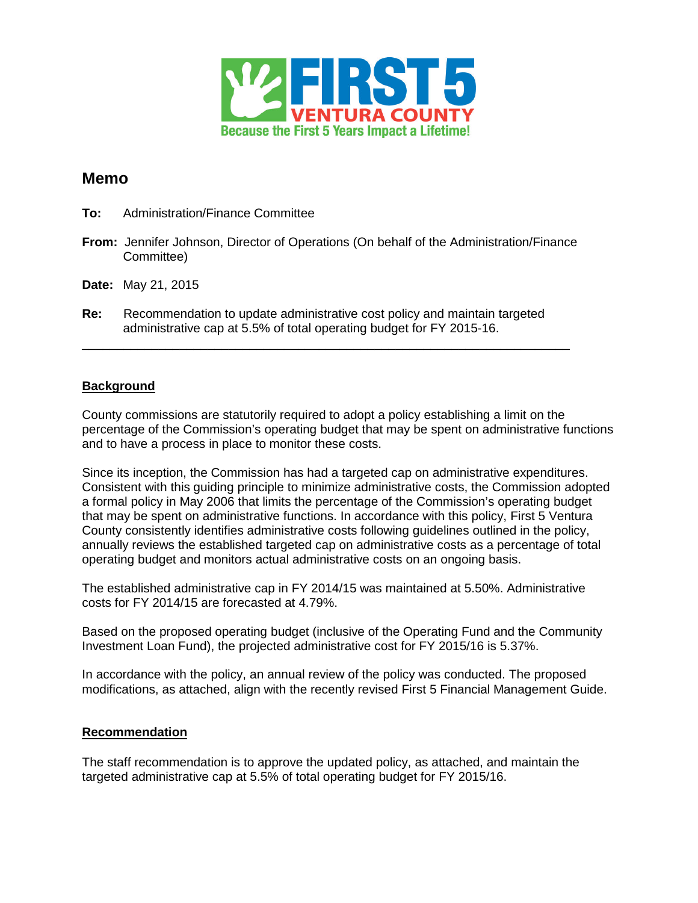FIRST 5 VENTURA COUNTY
Because the First 5 Years Impact a Lifetime!

# Memo

**To:** Administration/Finance Committee

**From:** Jennifer Johnson, Director of Operations (On behalf of the Administration/Finance Committee)

**Date:** May 21, 2015

**Re:** Recommendation to update administrative cost policy and maintain targeted administrative cap at 5.5% of total operating budget for FY 2015-16.

---

## Background

County commissions are statutorily required to adopt a policy establishing a limit on the percentage of the Commission's operating budget that may be spent on administrative functions and to have a process in place to monitor these costs.

Since its inception, the Commission has had a targeted cap on administrative expenditures. Consistent with this guiding principle to minimize administrative costs, the Commission adopted a formal policy in May 2006 that limits the percentage of the Commission's operating budget that may be spent on administrative functions. In accordance with this policy, First 5 Ventura County consistently identifies administrative costs following guidelines outlined in the policy, annually reviews the established targeted cap on administrative costs as a percentage of total operating budget and monitors actual administrative costs on an ongoing basis.

The established administrative cap in FY 2014/15 was maintained at 5.50%. Administrative costs for FY 2014/15 are forecasted at 4.79%.

Based on the proposed operating budget (inclusive of the Operating Fund and the Community Investment Loan Fund), the projected administrative cost for FY 2015/16 is 5.37%.

In accordance with the policy, an annual review of the policy was conducted. The proposed modifications, as attached, align with the recently revised First 5 Financial Management Guide.

## Recommendation

The staff recommendation is to approve the updated policy, as attached, and maintain the targeted administrative cap at 5.5% of total operating budget for FY 2015/16.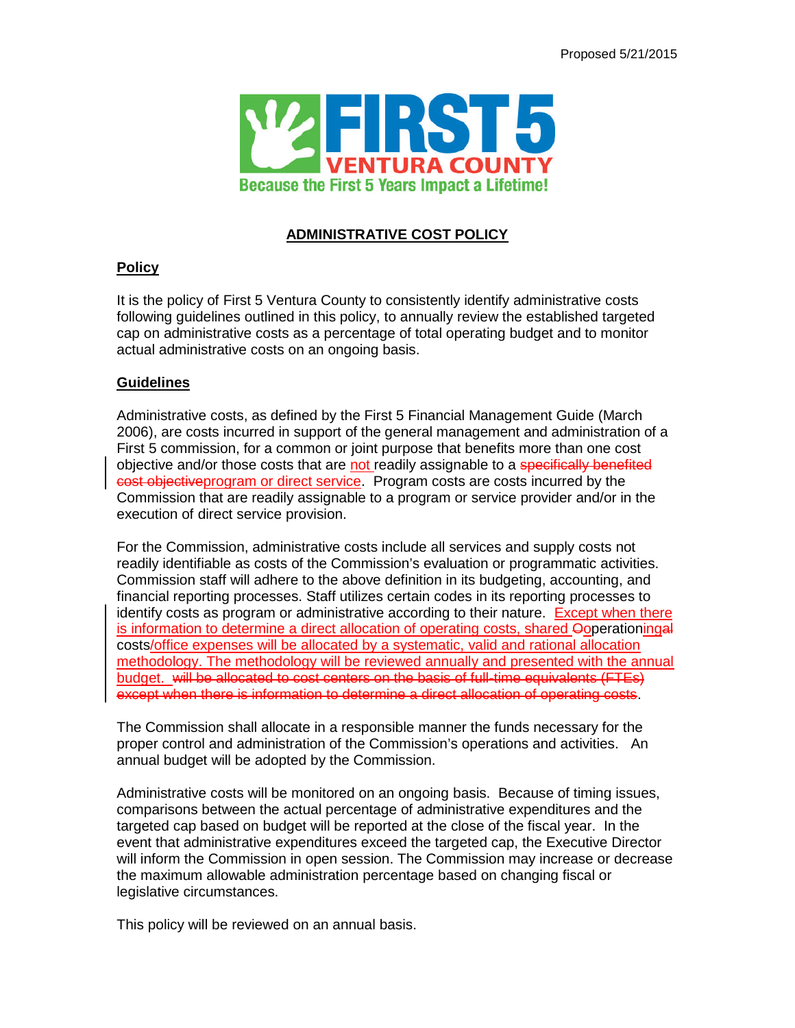Proposed 5/21/2015

FIRST 5 VENTURA COUNTY

Because the First 5 Years Impact a Lifetime!

# ADMINISTRATIVE COST POLICY

## Policy

It is the policy of First 5 Ventura County to consistently identify administrative costs following guidelines outlined in this policy, to annually review the established targeted cap on administrative costs as a percentage of total operating budget and to monitor actual administrative costs on an ongoing basis.

## Guidelines

Administrative costs, as defined by the First 5 Financial Management Guide (March 2006), are costs incurred in support of the general management and administration of a First 5 commission, for a common or joint purpose that benefits more than one cost objective and/or those costs that are not readily assignable to a ~~specifically benefited cost objective~~program or direct service. Program costs are costs incurred by the Commission that are readily assignable to a program or service provider and/or in the execution of direct service provision.

For the Commission, administrative costs include all services and supply costs not readily identifiable as costs of the Commission's evaluation or programmatic activities. Commission staff will adhere to the above definition in its budgeting, accounting, and financial reporting processes. Staff utilizes certain codes in its reporting processes to identify costs as program or administrative according to their nature. Except when there is information to determine a direct allocation of operating costs, shared ~~O~~operationing~~al~~ costs/office expenses will be allocated by a systematic, valid and rational allocation methodology. The methodology will be reviewed annually and presented with the annual budget. ~~will be allocated to cost centers on the basis of full-time equivalents (FTEs) except when there is information to determine a direct allocation of operating costs~~.

The Commission shall allocate in a responsible manner the funds necessary for the proper control and administration of the Commission's operations and activities. An annual budget will be adopted by the Commission.

Administrative costs will be monitored on an ongoing basis. Because of timing issues, comparisons between the actual percentage of administrative expenditures and the targeted cap based on budget will be reported at the close of the fiscal year. In the event that administrative expenditures exceed the targeted cap, the Executive Director will inform the Commission in open session. The Commission may increase or decrease the maximum allowable administration percentage based on changing fiscal or legislative circumstances.

This policy will be reviewed on an annual basis.